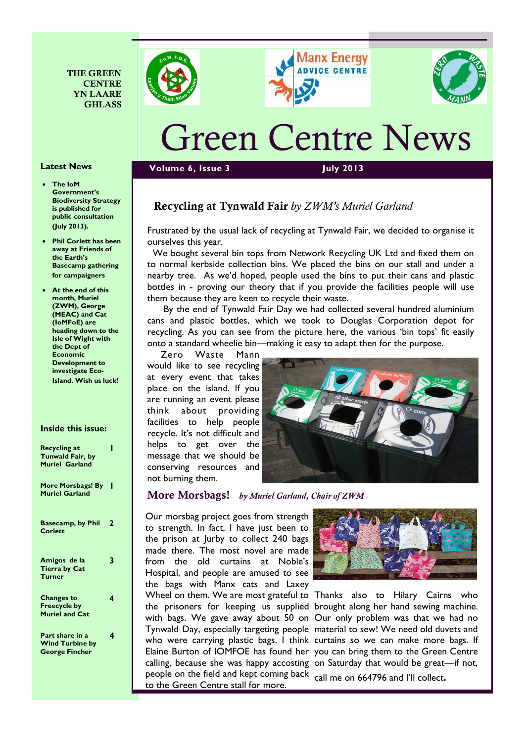THE GREEN CENTRE YN LAARE GHLASS

# Green Centre News

**Volume 6, Issue 3** **July 2013**

## Latest News

- **The IoM Government's Biodiversity Strategy is published for public consultation (July 2013).**
- **Phil Corlett has been away at Friends of the Earth's Basecamp gathering for campaigners**
- **At the end of this month, Muriel (ZWM), George (MEAC) and Cat (IoMFoE) are heading down to the Isle of Wight with the Dept of Economic Development to investigate Eco-Island. Wish us luck!**

## Inside this issue:

| | |
|---|---|
| **Recycling at Tunwald Fair, by Muriel Garland** | **1** |
| **More Morsbags! By Muriel Garland** | **1** |
| **Basecamp, by Phil Corlett** | **2** |
| **Amigos de la Tierra by Cat Turner** | **3** |
| **Changes to Freecycle by Muriel and Cat** | **4** |
| **Part share in a Wind Turbine by George Fincher** | **4** |

## Recycling at Tynwald Fair *by ZWM's Muriel Garland*

Frustrated by the usual lack of recycling at Tynwald Fair, we decided to organise it ourselves this year.

We bought several bin tops from Network Recycling UK Ltd and fixed them on to normal kerbside collection bins. We placed the bins on our stall and under a nearby tree. As we'd hoped, people used the bins to put their cans and plastic bottles in - proving our theory that if you provide the facilities people will use them because they are keen to recycle their waste.

By the end of Tynwald Fair Day we had collected several hundred aluminium cans and plastic bottles, which we took to Douglas Corporation depot for recycling. As you can see from the picture here, the various 'bin tops' fit easily onto a standard wheelie bin—making it easy to adapt then for the purpose.

Zero Waste Mann would like to see recycling at every event that takes place on the island. If you are running an event please think about providing facilities to help people recycle. It's not difficult and helps to get over the message that we should be conserving resources and not burning them.

## More Morsbags! *by Muriel Garland, Chair of ZWM*

Our morsbag project goes from strength to strength. In fact, I have just been to the prison at Jurby to collect 240 bags made there. The most novel are made from the old curtains at Noble's Hospital, and people are amused to see the bags with Manx cats and Laxey Wheel on them. We are most grateful to the prisoners for keeping us supplied with bags. We gave away about 50 on Tynwald Day, especially targeting people who were carrying plastic bags. I think Elaine Burton of IOMFOE has found her calling, because she was happy accosting people on the field and kept coming back to the Green Centre stall for more.

Thanks also to Hilary Cairns who brought along her hand sewing machine. Our only problem was that we had no material to sew! We need old duvets and curtains so we can make more bags. If you can bring them to the Green Centre on Saturday that would be great—if not, call me on 664796 and I'll collect.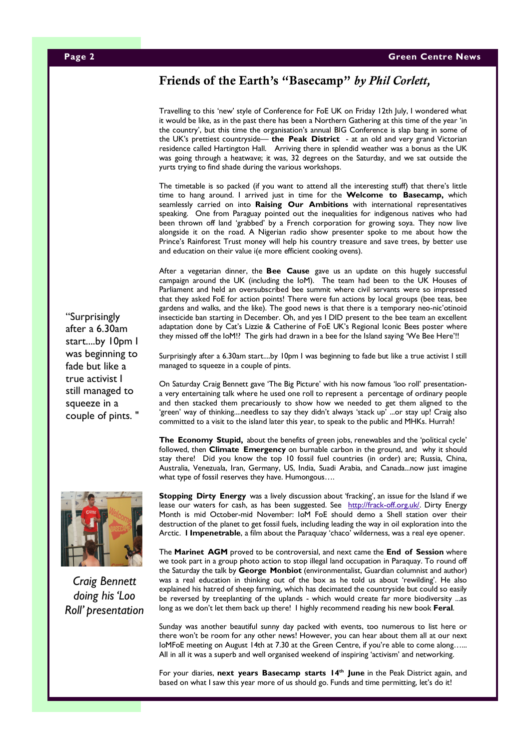## Friends of the Earth's "Basecamp" *by Phil Corlett,*

Travelling to this 'new' style of Conference for FoE UK on Friday 12th July, I wondered what it would be like, as in the past there has been a Northern Gathering at this time of the year 'in the country', but this time the organisation's annual BIG Conference is slap bang in some of the UK's prettiest countryside— **the Peak District** - at an old and very grand Victorian residence called Hartington Hall. Arriving there in splendid weather was a bonus as the UK was going through a heatwave; it was, 32 degrees on the Saturday, and we sat outside the yurts trying to find shade during the various workshops.

The timetable is so packed (if you want to attend all the interesting stuff) that there's little time to hang around. I arrived just in time for the **Welcome to Basecamp,** which seamlessly carried on into **Raising Our Ambitions** with international representatives speaking. One from Paraguay pointed out the inequalities for indigenous natives who had been thrown off land 'grabbed' by a French corporation for growing soya. They now live alongside it on the road. A Nigerian radio show presenter spoke to me about how the Prince's Rainforest Trust money will help his country treasure and save trees, by better use and education on their value i(e more efficient cooking ovens).

After a vegetarian dinner, the **Bee Cause** gave us an update on this hugely successful campaign around the UK (including the IoM). The team had been to the UK Houses of Parliament and held an oversubscribed bee summit where civil servants were so impressed that they asked FoE for action points! There were fun actions by local groups (bee teas, bee gardens and walks, and the like). The good news is that there is a temporary neo-nic'otinoid insecticide ban starting in December. Oh, and yes I DID present to the bee team an excellent adaptation done by Cat's Lizzie & Catherine of FoE UK's Regional Iconic Bees poster where they missed off the IoM!? The girls had drawn in a bee for the Island saying 'We Bee Here'!!

Surprisingly after a 6.30am start....by 10pm I was beginning to fade but like a true activist I still managed to squeeze in a couple of pints.

> "Surprisingly after a 6.30am start....by 10pm I was beginning to fade but like a true activist I still managed to squeeze in a couple of pints. "

On Saturday Craig Bennett gave 'The Big Picture' with his now famous 'loo roll' presentation- a very entertaining talk where he used one roll to represent a percentage of ordinary people and then stacked them precariously to show how we needed to get them aligned to the 'green' way of thinking....needless to say they didn't always 'stack up' ...or stay up! Craig also committed to a visit to the island later this year, to speak to the public and MHKs. Hurrah!

*Craig Bennett doing his 'Loo Roll' presentation*

**The Economy Stupid,** about the benefits of green jobs, renewables and the 'political cycle' followed, then **Climate Emergency** on burnable carbon in the ground, and why it should stay there! Did you know the top 10 fossil fuel countries (in order) are; Russia, China, Australia, Venezuala, Iran, Germany, US, India, Suadi Arabia, and Canada...now just imagine what type of fossil reserves they have. Humongous….

**Stopping Dirty Energy** was a lively discussion about 'fracking', an issue for the Island if we lease our waters for cash, as has been suggested. See http://frack-off.org.uk/. Dirty Energy Month is mid October-mid November: IoM FoE should demo a Shell station over their destruction of the planet to get fossil fuels, including leading the way in oil exploration into the Arctic. **I Impenetrable**, a film about the Paraquay 'chaco' wilderness, was a real eye opener.

The **Marinet AGM** proved to be controversial, and next came the **End of Session** where we took part in a group photo action to stop illegal land occupation in Paraquay. To round off the Saturday the talk by **George Monbiot** (environmentalist, Guardian columnist and author) was a real education in thinking out of the box as he told us about 'rewilding'. He also explained his hatred of sheep farming, which has decimated the countryside but could so easily be reversed by treeplanting of the uplands - which would create far more biodiversity ...as long as we don't let them back up there! I highly recommend reading his new book **Feral**.

Sunday was another beautiful sunny day packed with events, too numerous to list here or there won't be room for any other news! However, you can hear about them all at our next IoMFoE meeting on August 14th at 7.30 at the Green Centre, if you're able to come along…... All in all it was a superb and well organised weekend of inspiring 'activism' and networking.

For your diaries, **next years Basecamp starts 14th June** in the Peak District again, and based on what I saw this year more of us should go. Funds and time permitting, let's do it!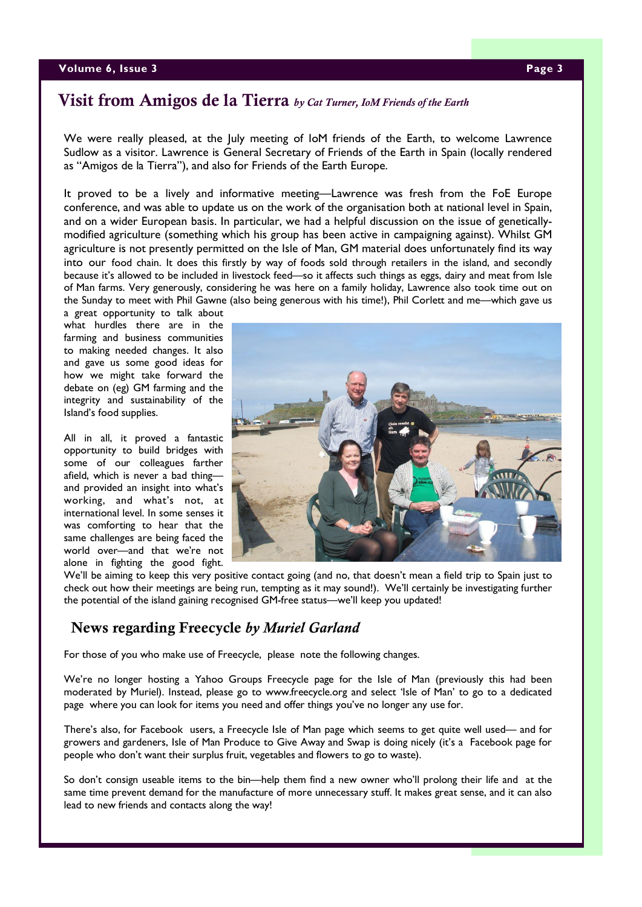## Visit from Amigos de la Tierra *by Cat Turner, IoM Friends of the Earth*

We were really pleased, at the July meeting of IoM friends of the Earth, to welcome Lawrence Sudlow as a visitor. Lawrence is General Secretary of Friends of the Earth in Spain (locally rendered as "Amigos de la Tierra"), and also for Friends of the Earth Europe.

It proved to be a lively and informative meeting—Lawrence was fresh from the FoE Europe conference, and was able to update us on the work of the organisation both at national level in Spain, and on a wider European basis. In particular, we had a helpful discussion on the issue of genetically-modified agriculture (something which his group has been active in campaigning against). Whilst GM agriculture is not presently permitted on the Isle of Man, GM material does unfortunately find its way into our food chain. It does this firstly by way of foods sold through retailers in the island, and secondly because it's allowed to be included in livestock feed—so it affects such things as eggs, dairy and meat from Isle of Man farms. Very generously, considering he was here on a family holiday, Lawrence also took time out on the Sunday to meet with Phil Gawne (also being generous with his time!), Phil Corlett and me—which gave us a great opportunity to talk about what hurdles there are in the farming and business communities to making needed changes. It also and gave us some good ideas for how we might take forward the debate on (eg) GM farming and the integrity and sustainability of the Island's food supplies.

All in all, it proved a fantastic opportunity to build bridges with some of our colleagues farther afield, which is never a bad thing—and provided an insight into what's working, and what's not, at international level. In some senses it was comforting to hear that the same challenges are being faced the world over—and that we're not alone in fighting the good fight. We'll be aiming to keep this very positive contact going (and no, that doesn't mean a field trip to Spain just to check out how their meetings are being run, tempting as it may sound!). We'll certainly be investigating further the potential of the island gaining recognised GM-free status—we'll keep you updated!

## News regarding Freecycle *by Muriel Garland*

For those of you who make use of Freecycle, please note the following changes.

We're no longer hosting a Yahoo Groups Freecycle page for the Isle of Man (previously this had been moderated by Muriel). Instead, please go to www.freecycle.org and select 'Isle of Man' to go to a dedicated page where you can look for items you need and offer things you've no longer any use for.

There's also, for Facebook users, a Freecycle Isle of Man page which seems to get quite well used— and for growers and gardeners, Isle of Man Produce to Give Away and Swap is doing nicely (it's a Facebook page for people who don't want their surplus fruit, vegetables and flowers to go to waste).

So don't consign useable items to the bin—help them find a new owner who'll prolong their life and at the same time prevent demand for the manufacture of more unnecessary stuff. It makes great sense, and it can also lead to new friends and contacts along the way!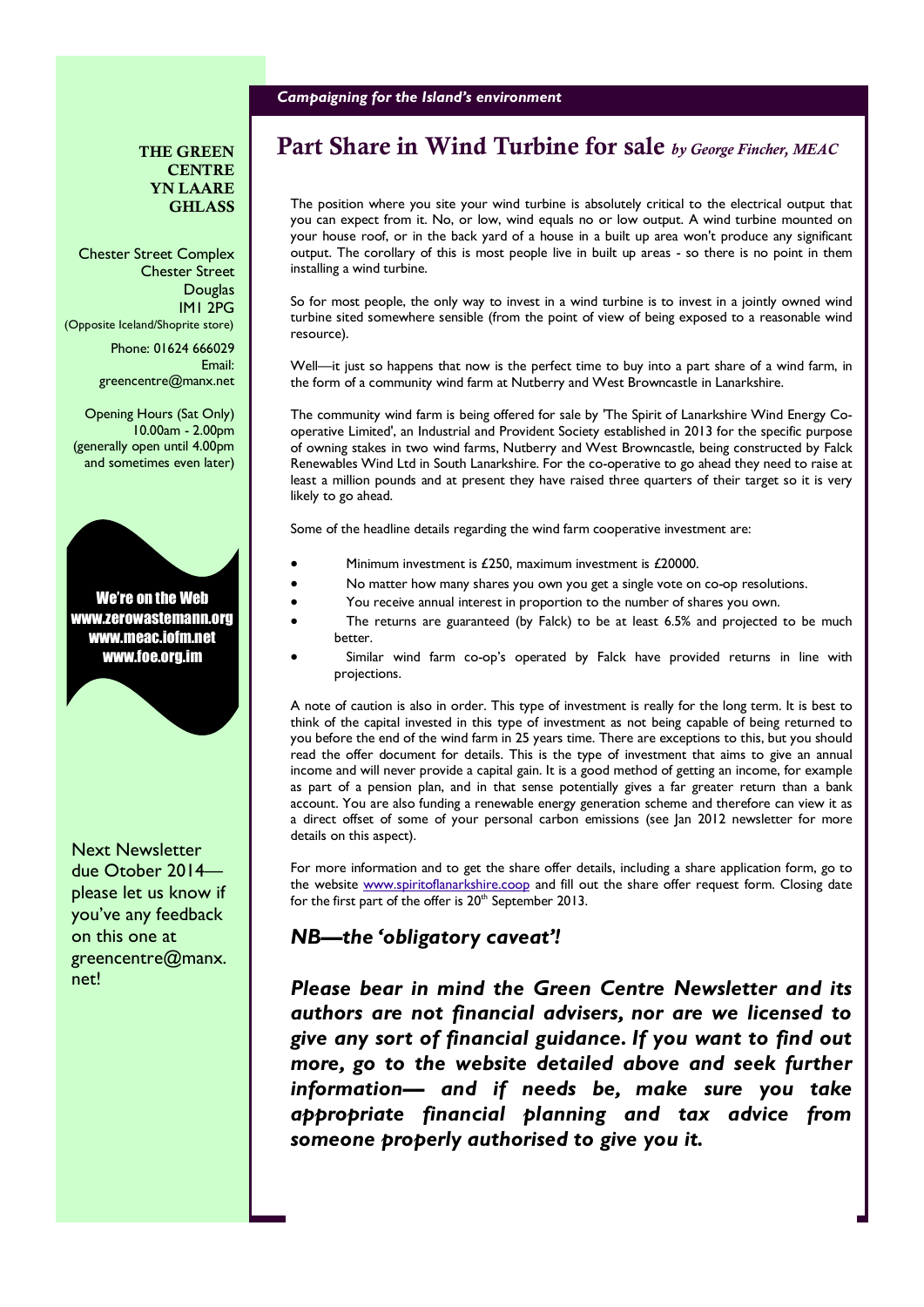*Campaigning for the Island's environment*

# Part Share in Wind Turbine for sale *by George Fincher, MEAC*

The position where you site your wind turbine is absolutely critical to the electrical output that you can expect from it. No, or low, wind equals no or low output. A wind turbine mounted on your house roof, or in the back yard of a house in a built up area won't produce any significant output. The corollary of this is most people live in built up areas - so there is no point in them installing a wind turbine.

So for most people, the only way to invest in a wind turbine is to invest in a jointly owned wind turbine sited somewhere sensible (from the point of view of being exposed to a reasonable wind resource).

Well—it just so happens that now is the perfect time to buy into a part share of a wind farm, in the form of a community wind farm at Nutberry and West Browncastle in Lanarkshire.

The community wind farm is being offered for sale by 'The Spirit of Lanarkshire Wind Energy Co-operative Limited', an Industrial and Provident Society established in 2013 for the specific purpose of owning stakes in two wind farms, Nutberry and West Browncastle, being constructed by Falck Renewables Wind Ltd in South Lanarkshire. For the co-operative to go ahead they need to raise at least a million pounds and at present they have raised three quarters of their target so it is very likely to go ahead.

Some of the headline details regarding the wind farm cooperative investment are:

- Minimum investment is £250, maximum investment is £20000.
- No matter how many shares you own you get a single vote on co-op resolutions.
- You receive annual interest in proportion to the number of shares you own.
- The returns are guaranteed (by Falck) to be at least 6.5% and projected to be much better.
- Similar wind farm co-op's operated by Falck have provided returns in line with projections.

A note of caution is also in order. This type of investment is really for the long term. It is best to think of the capital invested in this type of investment as not being capable of being returned to you before the end of the wind farm in 25 years time. There are exceptions to this, but you should read the offer document for details. This is the type of investment that aims to give an annual income and will never provide a capital gain. It is a good method of getting an income, for example as part of a pension plan, and in that sense potentially gives a far greater return than a bank account. You are also funding a renewable energy generation scheme and therefore can view it as a direct offset of some of your personal carbon emissions (see Jan 2012 newsletter for more details on this aspect).

For more information and to get the share offer details, including a share application form, go to the website www.spiritoflanarkshire.coop and fill out the share offer request form. Closing date for the first part of the offer is 20th September 2013.

## *NB—the 'obligatory caveat'!*

***Please bear in mind the Green Centre Newsletter and its authors are not financial advisers, nor are we licensed to give any sort of financial guidance. If you want to find out more, go to the website detailed above and seek further information— and if needs be, make sure you take appropriate financial planning and tax advice from someone properly authorised to give you it.***

**THE GREEN CENTRE YN LAARE GHLASS**

Chester Street Complex
Chester Street
Douglas
IM1 2PG
(Opposite Iceland/Shoprite store)

Phone: 01624 666029
Email: greencentre@manx.net

Opening Hours (Sat Only)
10.00am - 2.00pm
(generally open until 4.00pm and sometimes even later)

**We're on the Web**
**www.zerowastemann.org**
**www.meac.iofm.net**
**www.foe.org.im**

Next Newsletter due Otober 2014—please let us know if you've any feedback on this one at greencentre@manx.net!